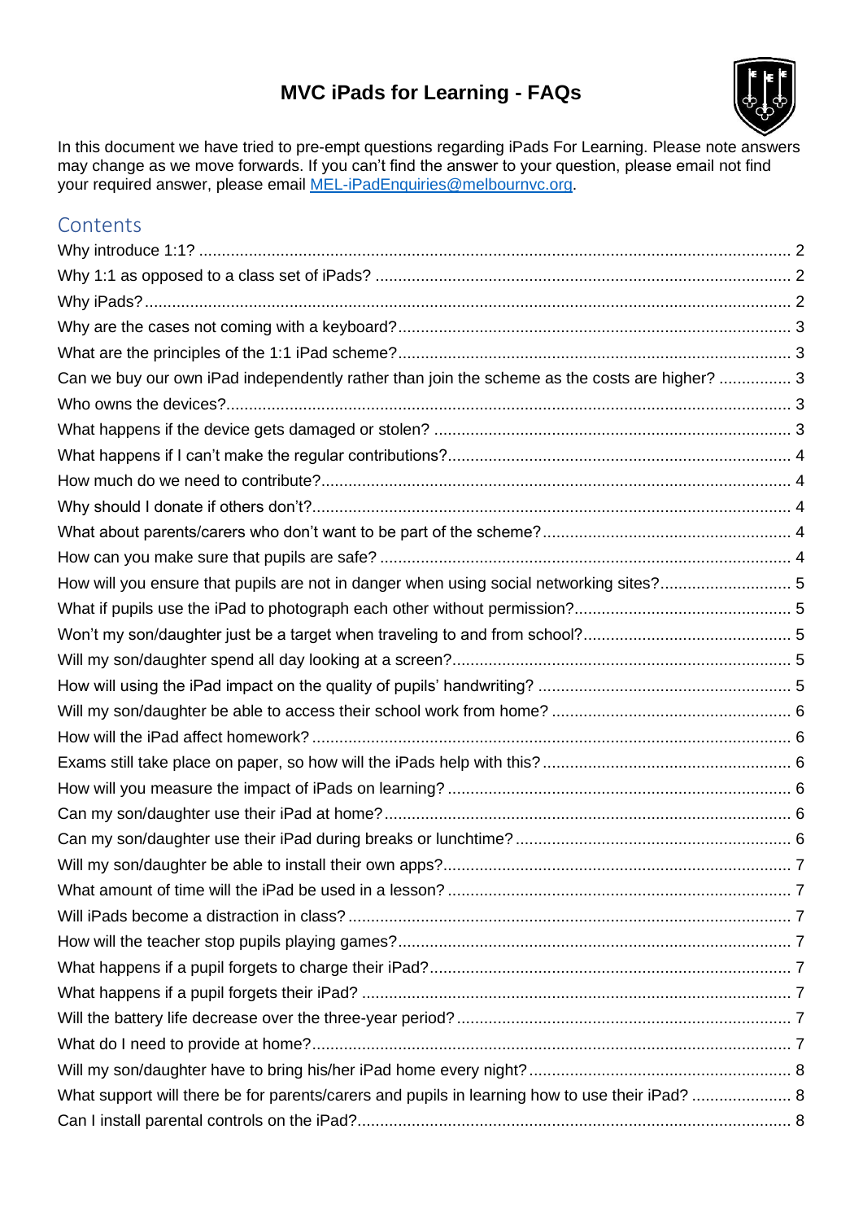# MVC iPads for Learning - FAQs

In this document we have tried to pre-empt questions regarding iPads For Learning. Please note answers may change as we move forwards. If you can't find the answer to your question, please email not find your required answer, please email [MEL-iPadEnquiries@melbournvc.org](mailto:MEL-iPadEnquiries@melbournvc.org).

## Contents

- Why introduce 1:1? .......... 2
- Why 1:1 as opposed to a class set of iPads? .......... 2
- Why iPads? .......... 2
- Why are the cases not coming with a keyboard? .......... 3
- What are the principles of the 1:1 iPad scheme? .......... 3
- Can we buy our own iPad independently rather than join the scheme as the costs are higher? .......... 3
- Who owns the devices? .......... 3
- What happens if the device gets damaged or stolen? .......... 3
- What happens if I can't make the regular contributions? .......... 4
- How much do we need to contribute? .......... 4
- Why should I donate if others don't? .......... 4
- What about parents/carers who don't want to be part of the scheme? .......... 4
- How can you make sure that pupils are safe? .......... 4
- How will you ensure that pupils are not in danger when using social networking sites? .......... 5
- What if pupils use the iPad to photograph each other without permission? .......... 5
- Won't my son/daughter just be a target when traveling to and from school? .......... 5
- Will my son/daughter spend all day looking at a screen? .......... 5
- How will using the iPad impact on the quality of pupils' handwriting? .......... 5
- Will my son/daughter be able to access their school work from home? .......... 6
- How will the iPad affect homework? .......... 6
- Exams still take place on paper, so how will the iPads help with this? .......... 6
- How will you measure the impact of iPads on learning? .......... 6
- Can my son/daughter use their iPad at home? .......... 6
- Can my son/daughter use their iPad during breaks or lunchtime? .......... 6
- Will my son/daughter be able to install their own apps? .......... 7
- What amount of time will the iPad be used in a lesson? .......... 7
- Will iPads become a distraction in class? .......... 7
- How will the teacher stop pupils playing games? .......... 7
- What happens if a pupil forgets to charge their iPad? .......... 7
- What happens if a pupil forgets their iPad? .......... 7
- Will the battery life decrease over the three-year period? .......... 7
- What do I need to provide at home? .......... 7
- Will my son/daughter have to bring his/her iPad home every night? .......... 8
- What support will there be for parents/carers and pupils in learning how to use their iPad? .......... 8
- Can I install parental controls on the iPad? .......... 8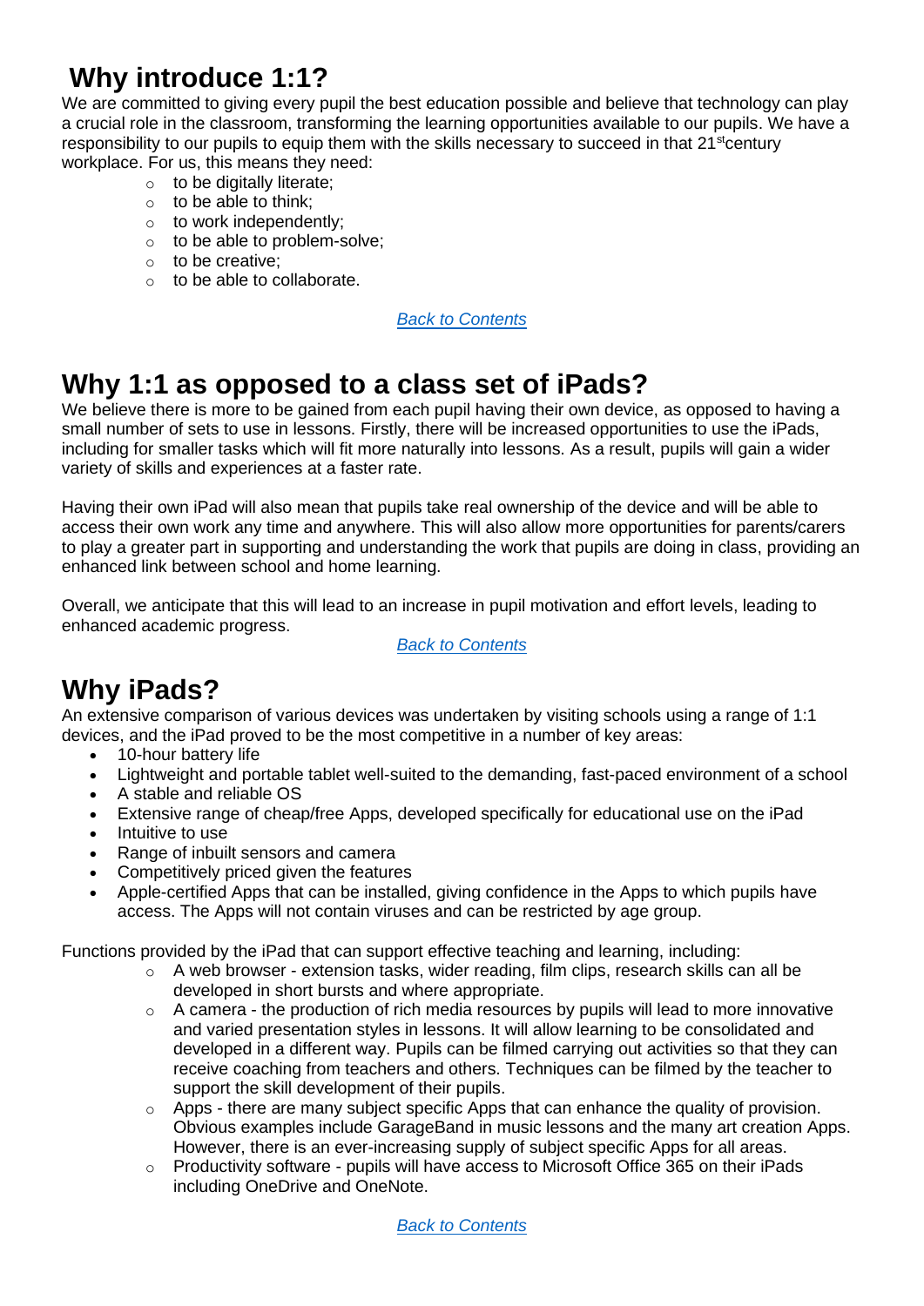# Why introduce 1:1?

We are committed to giving every pupil the best education possible and believe that technology can play a crucial role in the classroom, transforming the learning opportunities available to our pupils. We have a responsibility to our pupils to equip them with the skills necessary to succeed in that 21st century workplace. For us, this means they need:

- to be digitally literate;
- to be able to think;
- to work independently;
- to be able to problem-solve;
- to be creative;
- to be able to collaborate.

*Back to Contents*

# Why 1:1 as opposed to a class set of iPads?

We believe there is more to be gained from each pupil having their own device, as opposed to having a small number of sets to use in lessons. Firstly, there will be increased opportunities to use the iPads, including for smaller tasks which will fit more naturally into lessons. As a result, pupils will gain a wider variety of skills and experiences at a faster rate.

Having their own iPad will also mean that pupils take real ownership of the device and will be able to access their own work any time and anywhere. This will also allow more opportunities for parents/carers to play a greater part in supporting and understanding the work that pupils are doing in class, providing an enhanced link between school and home learning.

Overall, we anticipate that this will lead to an increase in pupil motivation and effort levels, leading to enhanced academic progress.

*Back to Contents*

# Why iPads?

An extensive comparison of various devices was undertaken by visiting schools using a range of 1:1 devices, and the iPad proved to be the most competitive in a number of key areas:

- 10-hour battery life
- Lightweight and portable tablet well-suited to the demanding, fast-paced environment of a school
- A stable and reliable OS
- Extensive range of cheap/free Apps, developed specifically for educational use on the iPad
- Intuitive to use
- Range of inbuilt sensors and camera
- Competitively priced given the features
- Apple-certified Apps that can be installed, giving confidence in the Apps to which pupils have access. The Apps will not contain viruses and can be restricted by age group.

Functions provided by the iPad that can support effective teaching and learning, including:

- A web browser - extension tasks, wider reading, film clips, research skills can all be developed in short bursts and where appropriate.
- A camera - the production of rich media resources by pupils will lead to more innovative and varied presentation styles in lessons. It will allow learning to be consolidated and developed in a different way. Pupils can be filmed carrying out activities so that they can receive coaching from teachers and others. Techniques can be filmed by the teacher to support the skill development of their pupils.
- Apps - there are many subject specific Apps that can enhance the quality of provision. Obvious examples include GarageBand in music lessons and the many art creation Apps. However, there is an ever-increasing supply of subject specific Apps for all areas.
- Productivity software - pupils will have access to Microsoft Office 365 on their iPads including OneDrive and OneNote.

*Back to Contents*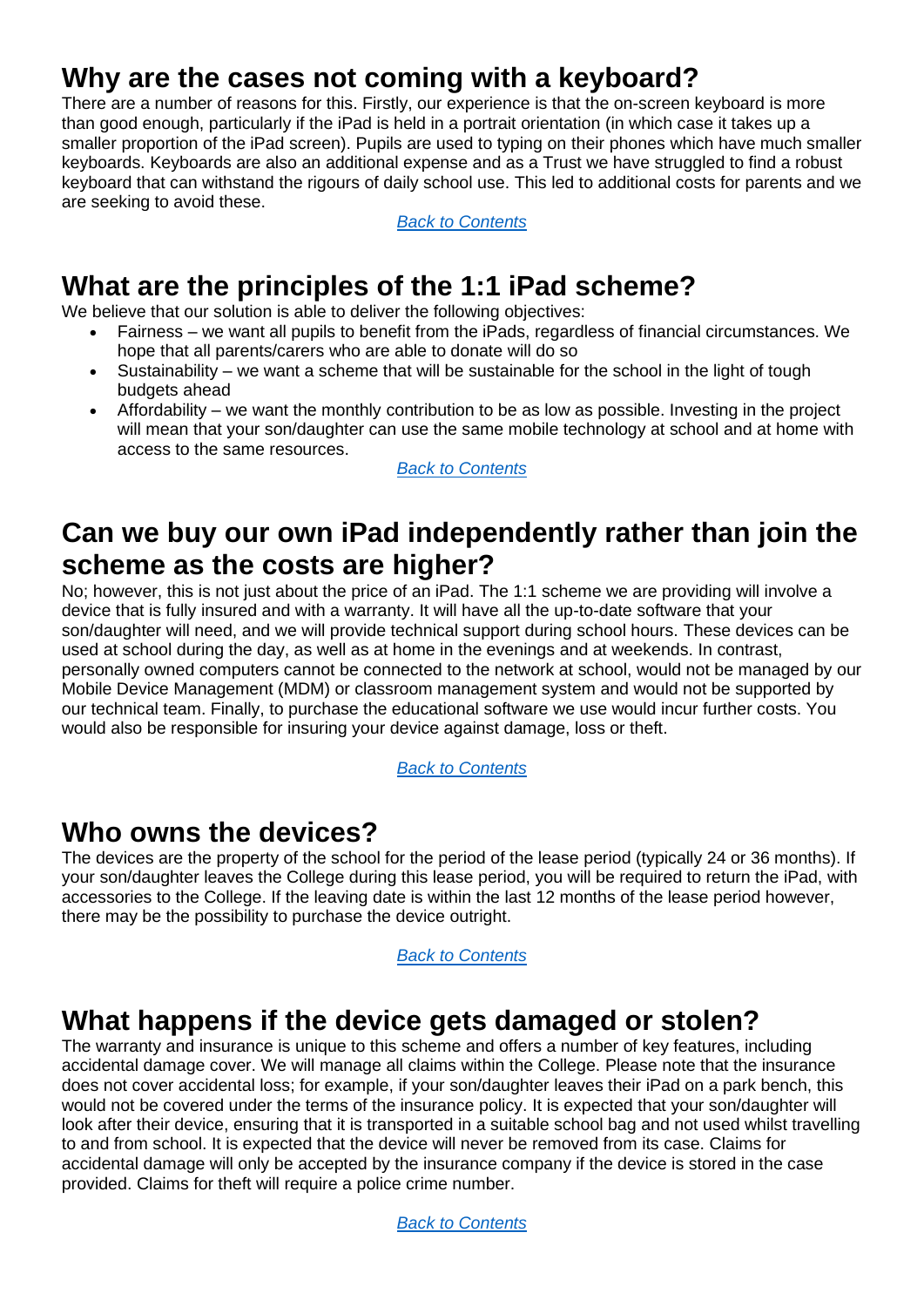## Why are the cases not coming with a keyboard?

There are a number of reasons for this. Firstly, our experience is that the on-screen keyboard is more than good enough, particularly if the iPad is held in a portrait orientation (in which case it takes up a smaller proportion of the iPad screen). Pupils are used to typing on their phones which have much smaller keyboards. Keyboards are also an additional expense and as a Trust we have struggled to find a robust keyboard that can withstand the rigours of daily school use. This led to additional costs for parents and we are seeking to avoid these.

*Back to Contents*

## What are the principles of the 1:1 iPad scheme?

We believe that our solution is able to deliver the following objectives:

- Fairness – we want all pupils to benefit from the iPads, regardless of financial circumstances. We hope that all parents/carers who are able to donate will do so
- Sustainability – we want a scheme that will be sustainable for the school in the light of tough budgets ahead
- Affordability – we want the monthly contribution to be as low as possible. Investing in the project will mean that your son/daughter can use the same mobile technology at school and at home with access to the same resources.

*Back to Contents*

## Can we buy our own iPad independently rather than join the scheme as the costs are higher?

No; however, this is not just about the price of an iPad. The 1:1 scheme we are providing will involve a device that is fully insured and with a warranty. It will have all the up-to-date software that your son/daughter will need, and we will provide technical support during school hours. These devices can be used at school during the day, as well as at home in the evenings and at weekends. In contrast, personally owned computers cannot be connected to the network at school, would not be managed by our Mobile Device Management (MDM) or classroom management system and would not be supported by our technical team. Finally, to purchase the educational software we use would incur further costs. You would also be responsible for insuring your device against damage, loss or theft.

*Back to Contents*

## Who owns the devices?

The devices are the property of the school for the period of the lease period (typically 24 or 36 months). If your son/daughter leaves the College during this lease period, you will be required to return the iPad, with accessories to the College. If the leaving date is within the last 12 months of the lease period however, there may be the possibility to purchase the device outright.

*Back to Contents*

## What happens if the device gets damaged or stolen?

The warranty and insurance is unique to this scheme and offers a number of key features, including accidental damage cover. We will manage all claims within the College. Please note that the insurance does not cover accidental loss; for example, if your son/daughter leaves their iPad on a park bench, this would not be covered under the terms of the insurance policy. It is expected that your son/daughter will look after their device, ensuring that it is transported in a suitable school bag and not used whilst travelling to and from school. It is expected that the device will never be removed from its case. Claims for accidental damage will only be accepted by the insurance company if the device is stored in the case provided. Claims for theft will require a police crime number.

*Back to Contents*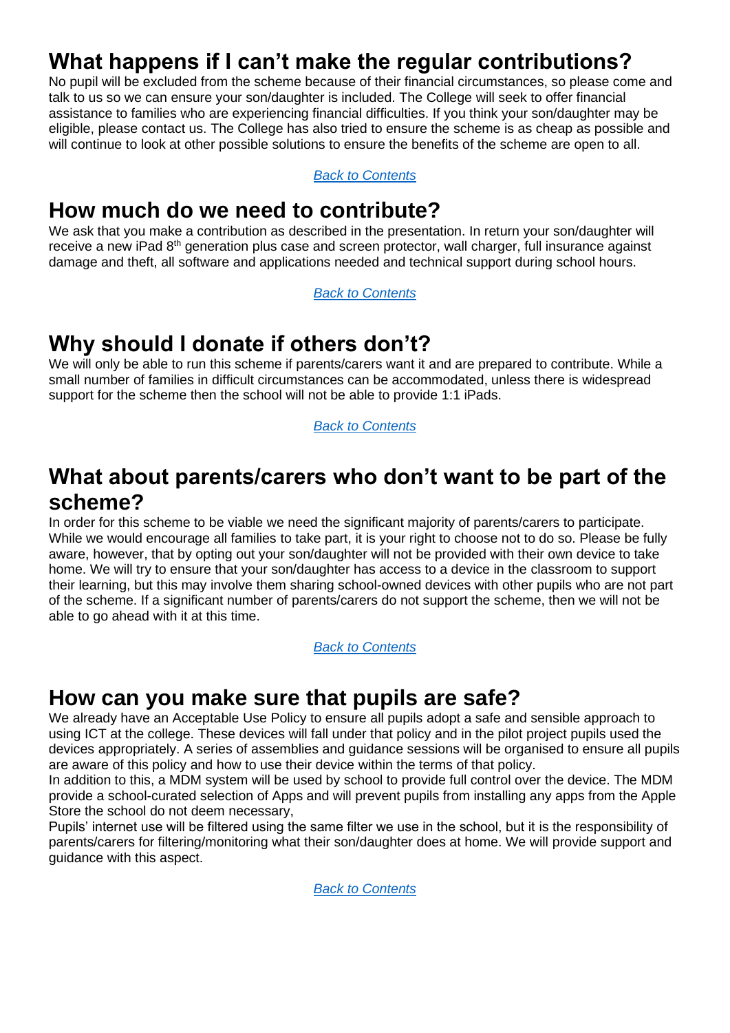# What happens if I can't make the regular contributions?

No pupil will be excluded from the scheme because of their financial circumstances, so please come and talk to us so we can ensure your son/daughter is included. The College will seek to offer financial assistance to families who are experiencing financial difficulties. If you think your son/daughter may be eligible, please contact us. The College has also tried to ensure the scheme is as cheap as possible and will continue to look at other possible solutions to ensure the benefits of the scheme are open to all.

*Back to Contents*

# How much do we need to contribute?

We ask that you make a contribution as described in the presentation. In return your son/daughter will receive a new iPad 8th generation plus case and screen protector, wall charger, full insurance against damage and theft, all software and applications needed and technical support during school hours.

*Back to Contents*

# Why should I donate if others don't?

We will only be able to run this scheme if parents/carers want it and are prepared to contribute. While a small number of families in difficult circumstances can be accommodated, unless there is widespread support for the scheme then the school will not be able to provide 1:1 iPads.

*Back to Contents*

# What about parents/carers who don't want to be part of the scheme?

In order for this scheme to be viable we need the significant majority of parents/carers to participate. While we would encourage all families to take part, it is your right to choose not to do so. Please be fully aware, however, that by opting out your son/daughter will not be provided with their own device to take home. We will try to ensure that your son/daughter has access to a device in the classroom to support their learning, but this may involve them sharing school-owned devices with other pupils who are not part of the scheme. If a significant number of parents/carers do not support the scheme, then we will not be able to go ahead with it at this time.

*Back to Contents*

# How can you make sure that pupils are safe?

We already have an Acceptable Use Policy to ensure all pupils adopt a safe and sensible approach to using ICT at the college. These devices will fall under that policy and in the pilot project pupils used the devices appropriately. A series of assemblies and guidance sessions will be organised to ensure all pupils are aware of this policy and how to use their device within the terms of that policy.

In addition to this, a MDM system will be used by school to provide full control over the device. The MDM provide a school-curated selection of Apps and will prevent pupils from installing any apps from the Apple Store the school do not deem necessary,

Pupils' internet use will be filtered using the same filter we use in the school, but it is the responsibility of parents/carers for filtering/monitoring what their son/daughter does at home. We will provide support and guidance with this aspect.

*Back to Contents*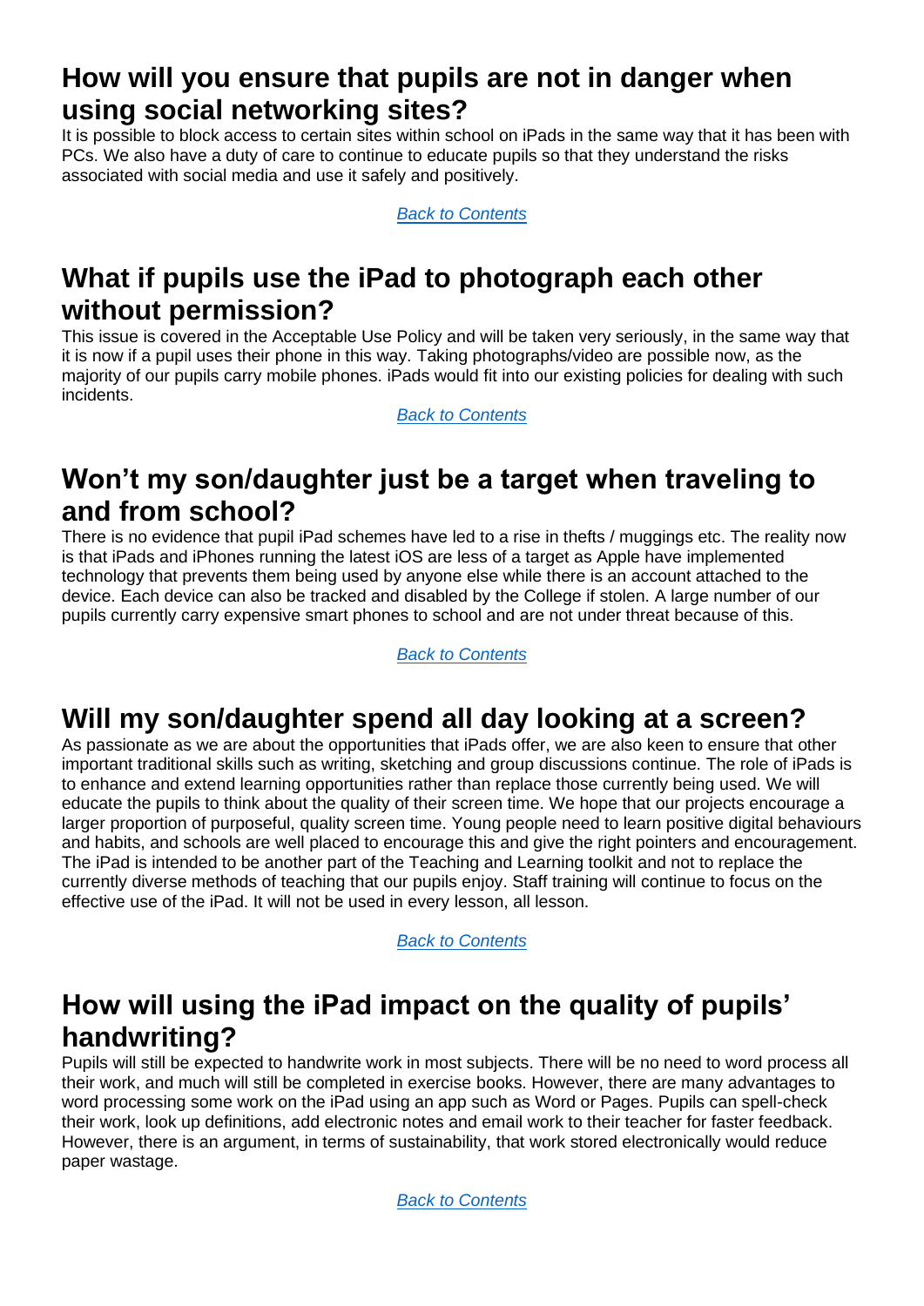## How will you ensure that pupils are not in danger when using social networking sites?

It is possible to block access to certain sites within school on iPads in the same way that it has been with PCs. We also have a duty of care to continue to educate pupils so that they understand the risks associated with social media and use it safely and positively.

*Back to Contents*

## What if pupils use the iPad to photograph each other without permission?

This issue is covered in the Acceptable Use Policy and will be taken very seriously, in the same way that it is now if a pupil uses their phone in this way. Taking photographs/video are possible now, as the majority of our pupils carry mobile phones. iPads would fit into our existing policies for dealing with such incidents.

*Back to Contents*

## Won't my son/daughter just be a target when traveling to and from school?

There is no evidence that pupil iPad schemes have led to a rise in thefts / muggings etc. The reality now is that iPads and iPhones running the latest iOS are less of a target as Apple have implemented technology that prevents them being used by anyone else while there is an account attached to the device. Each device can also be tracked and disabled by the College if stolen. A large number of our pupils currently carry expensive smart phones to school and are not under threat because of this.

*Back to Contents*

## Will my son/daughter spend all day looking at a screen?

As passionate as we are about the opportunities that iPads offer, we are also keen to ensure that other important traditional skills such as writing, sketching and group discussions continue. The role of iPads is to enhance and extend learning opportunities rather than replace those currently being used. We will educate the pupils to think about the quality of their screen time. We hope that our projects encourage a larger proportion of purposeful, quality screen time. Young people need to learn positive digital behaviours and habits, and schools are well placed to encourage this and give the right pointers and encouragement. The iPad is intended to be another part of the Teaching and Learning toolkit and not to replace the currently diverse methods of teaching that our pupils enjoy. Staff training will continue to focus on the effective use of the iPad. It will not be used in every lesson, all lesson.

*Back to Contents*

## How will using the iPad impact on the quality of pupils' handwriting?

Pupils will still be expected to handwrite work in most subjects. There will be no need to word process all their work, and much will still be completed in exercise books. However, there are many advantages to word processing some work on the iPad using an app such as Word or Pages. Pupils can spell-check their work, look up definitions, add electronic notes and email work to their teacher for faster feedback. However, there is an argument, in terms of sustainability, that work stored electronically would reduce paper wastage.

*Back to Contents*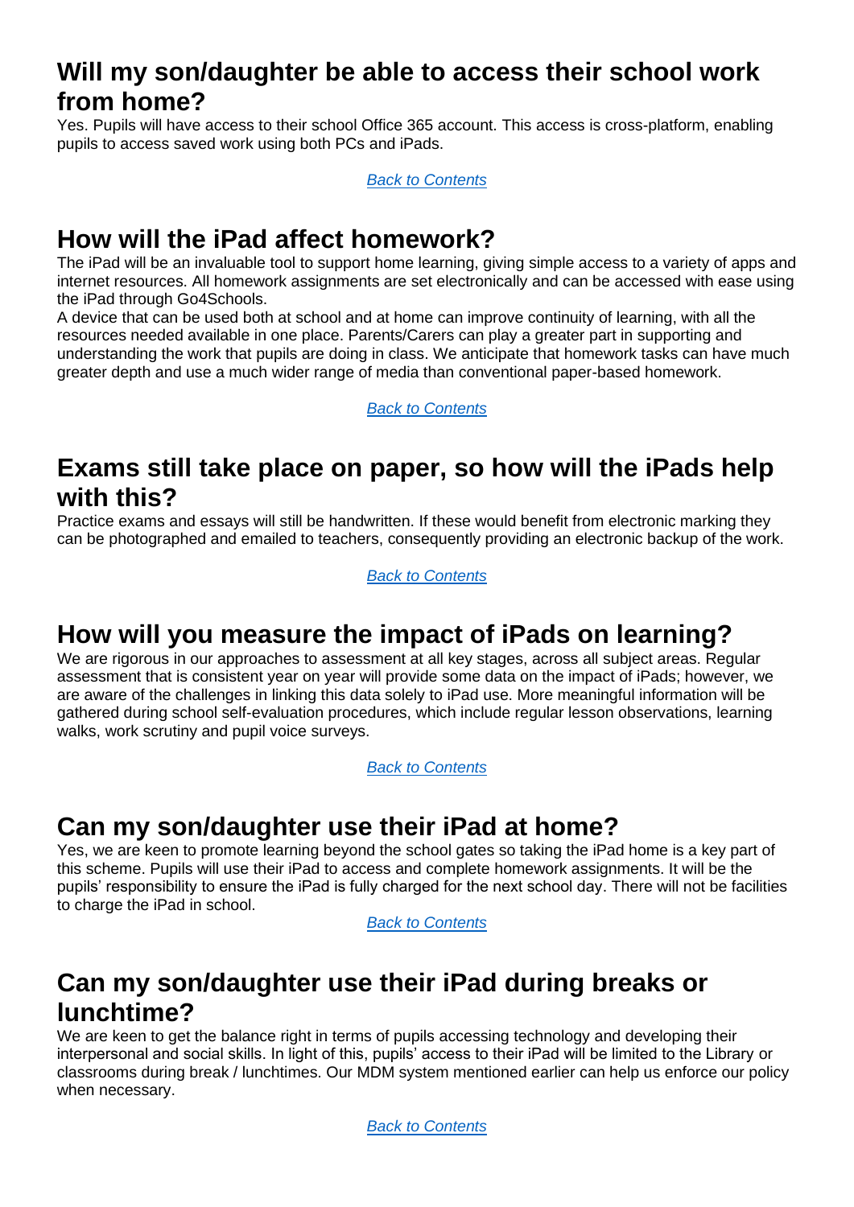## Will my son/daughter be able to access their school work from home?

Yes. Pupils will have access to their school Office 365 account. This access is cross-platform, enabling pupils to access saved work using both PCs and iPads.

*Back to Contents*

## How will the iPad affect homework?

The iPad will be an invaluable tool to support home learning, giving simple access to a variety of apps and internet resources. All homework assignments are set electronically and can be accessed with ease using the iPad through Go4Schools.

A device that can be used both at school and at home can improve continuity of learning, with all the resources needed available in one place. Parents/Carers can play a greater part in supporting and understanding the work that pupils are doing in class. We anticipate that homework tasks can have much greater depth and use a much wider range of media than conventional paper-based homework.

*Back to Contents*

## Exams still take place on paper, so how will the iPads help with this?

Practice exams and essays will still be handwritten. If these would benefit from electronic marking they can be photographed and emailed to teachers, consequently providing an electronic backup of the work.

*Back to Contents*

## How will you measure the impact of iPads on learning?

We are rigorous in our approaches to assessment at all key stages, across all subject areas. Regular assessment that is consistent year on year will provide some data on the impact of iPads; however, we are aware of the challenges in linking this data solely to iPad use. More meaningful information will be gathered during school self-evaluation procedures, which include regular lesson observations, learning walks, work scrutiny and pupil voice surveys.

*Back to Contents*

## Can my son/daughter use their iPad at home?

Yes, we are keen to promote learning beyond the school gates so taking the iPad home is a key part of this scheme. Pupils will use their iPad to access and complete homework assignments. It will be the pupils' responsibility to ensure the iPad is fully charged for the next school day. There will not be facilities to charge the iPad in school.

*Back to Contents*

## Can my son/daughter use their iPad during breaks or lunchtime?

We are keen to get the balance right in terms of pupils accessing technology and developing their interpersonal and social skills. In light of this, pupils' access to their iPad will be limited to the Library or classrooms during break / lunchtimes. Our MDM system mentioned earlier can help us enforce our policy when necessary.

*Back to Contents*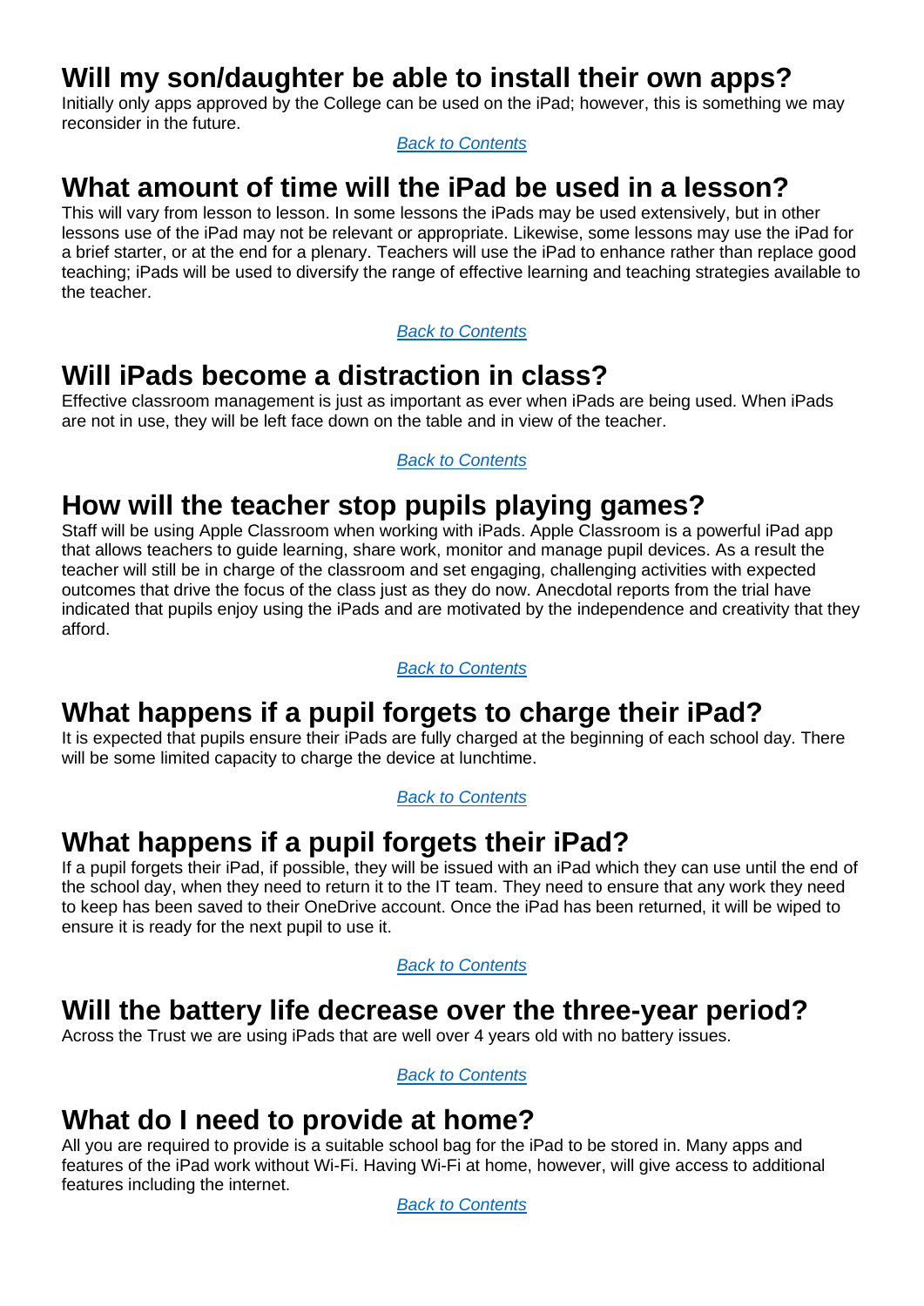## Will my son/daughter be able to install their own apps?

Initially only apps approved by the College can be used on the iPad; however, this is something we may reconsider in the future.

*Back to Contents*

## What amount of time will the iPad be used in a lesson?

This will vary from lesson to lesson. In some lessons the iPads may be used extensively, but in other lessons use of the iPad may not be relevant or appropriate. Likewise, some lessons may use the iPad for a brief starter, or at the end for a plenary. Teachers will use the iPad to enhance rather than replace good teaching; iPads will be used to diversify the range of effective learning and teaching strategies available to the teacher.

*Back to Contents*

## Will iPads become a distraction in class?

Effective classroom management is just as important as ever when iPads are being used. When iPads are not in use, they will be left face down on the table and in view of the teacher.

*Back to Contents*

## How will the teacher stop pupils playing games?

Staff will be using Apple Classroom when working with iPads. Apple Classroom is a powerful iPad app that allows teachers to guide learning, share work, monitor and manage pupil devices. As a result the teacher will still be in charge of the classroom and set engaging, challenging activities with expected outcomes that drive the focus of the class just as they do now. Anecdotal reports from the trial have indicated that pupils enjoy using the iPads and are motivated by the independence and creativity that they afford.

*Back to Contents*

## What happens if a pupil forgets to charge their iPad?

It is expected that pupils ensure their iPads are fully charged at the beginning of each school day. There will be some limited capacity to charge the device at lunchtime.

*Back to Contents*

## What happens if a pupil forgets their iPad?

If a pupil forgets their iPad, if possible, they will be issued with an iPad which they can use until the end of the school day, when they need to return it to the IT team. They need to ensure that any work they need to keep has been saved to their OneDrive account. Once the iPad has been returned, it will be wiped to ensure it is ready for the next pupil to use it.

*Back to Contents*

## Will the battery life decrease over the three-year period?

Across the Trust we are using iPads that are well over 4 years old with no battery issues.

*Back to Contents*

## What do I need to provide at home?

All you are required to provide is a suitable school bag for the iPad to be stored in. Many apps and features of the iPad work without Wi-Fi. Having Wi-Fi at home, however, will give access to additional features including the internet.

*Back to Contents*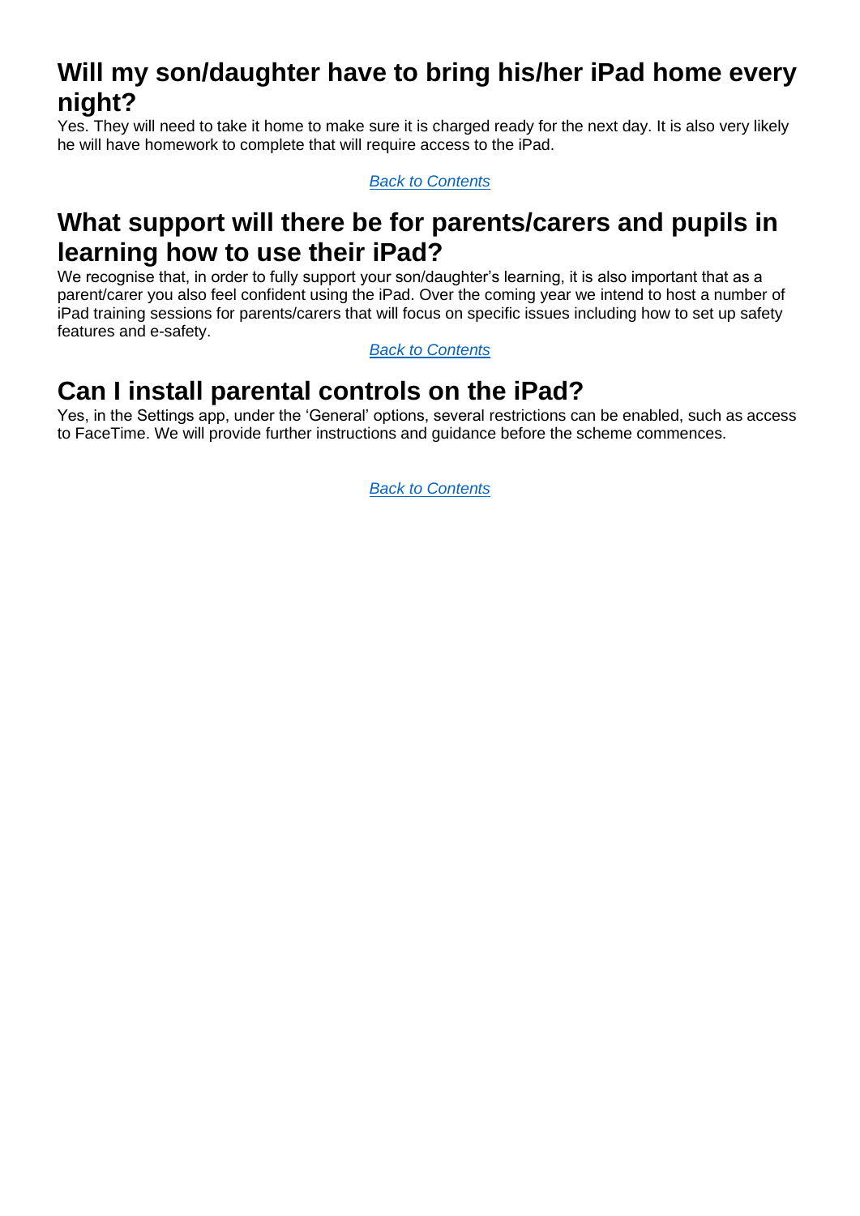# Will my son/daughter have to bring his/her iPad home every night?

Yes. They will need to take it home to make sure it is charged ready for the next day. It is also very likely he will have homework to complete that will require access to the iPad.

*Back to Contents*

# What support will there be for parents/carers and pupils in learning how to use their iPad?

We recognise that, in order to fully support your son/daughter's learning, it is also important that as a parent/carer you also feel confident using the iPad. Over the coming year we intend to host a number of iPad training sessions for parents/carers that will focus on specific issues including how to set up safety features and e-safety.

*Back to Contents*

# Can I install parental controls on the iPad?

Yes, in the Settings app, under the 'General' options, several restrictions can be enabled, such as access to FaceTime. We will provide further instructions and guidance before the scheme commences.

*Back to Contents*